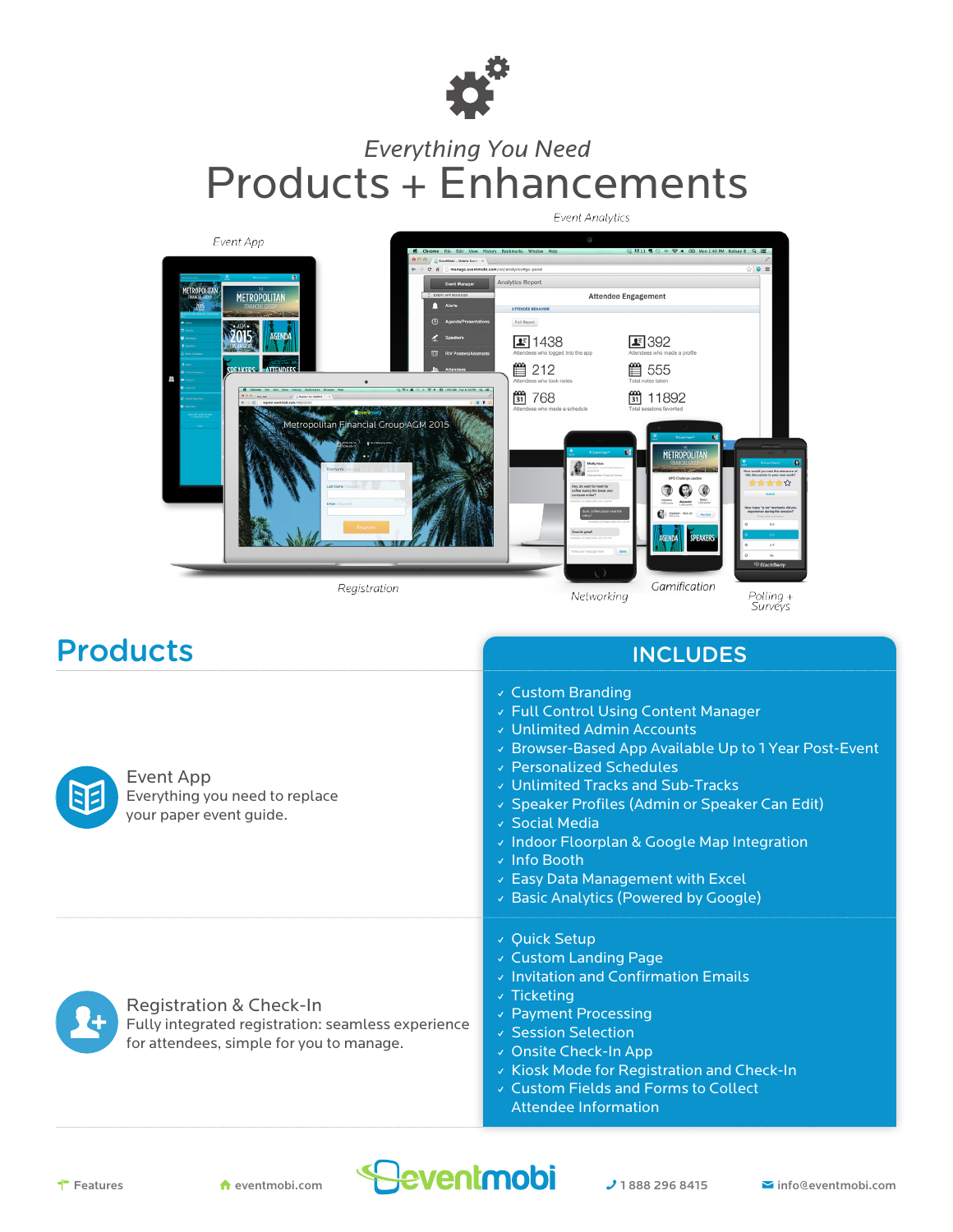*Everything You Need*

# Products + Enhancements

Event Analytics

Event App

Registration

Networking

Gamification

Polling + Surveys

## Products

| Products | INCLUDES |
|---|---|
| **Event App** Everything you need to replace your paper event guide. | ✓ Custom Branding<br>✓ Full Control Using Content Manager<br>✓ Unlimited Admin Accounts<br>✓ Browser-Based App Available Up to 1 Year Post-Event<br>✓ Personalized Schedules<br>✓ Unlimited Tracks and Sub-Tracks<br>✓ Speaker Profiles (Admin or Speaker Can Edit)<br>✓ Social Media<br>✓ Indoor Floorplan & Google Map Integration<br>✓ Info Booth<br>✓ Easy Data Management with Excel<br>✓ Basic Analytics (Powered by Google) |
| **Registration & Check-In** Fully integrated registration: seamless experience for attendees, simple for you to manage. | ✓ Quick Setup<br>✓ Custom Landing Page<br>✓ Invitation and Confirmation Emails<br>✓ Ticketing<br>✓ Payment Processing<br>✓ Session Selection<br>✓ Onsite Check-In App<br>✓ Kiosk Mode for Registration and Check-In<br>✓ Custom Fields and Forms to Collect Attendee Information |

Features | eventmobi.com | eventmobi | 1 888 296 8415 | info@eventmobi.com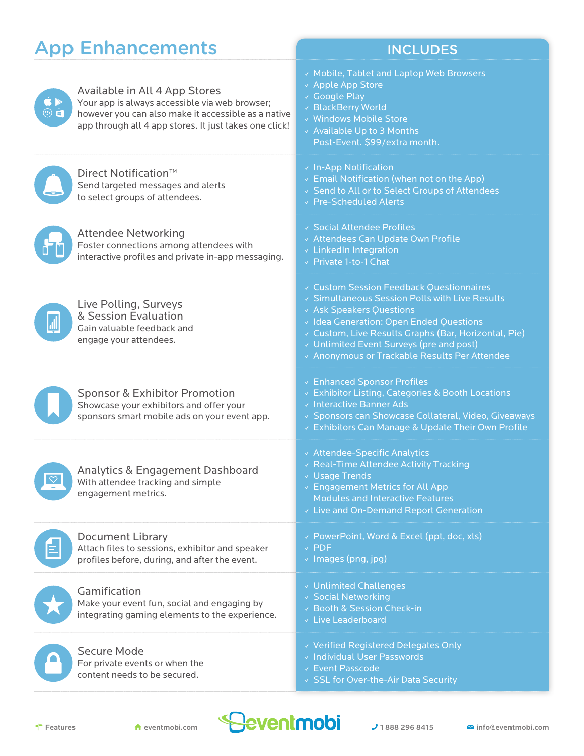# App Enhancements

| Feature | INCLUDES |
| --- | --- |
| **Available in All 4 App Stores**<br>Your app is always accessible via web browser; however you can also make it accessible as a native app through all 4 app stores. It just takes one click! | ✓ Mobile, Tablet and Laptop Web Browsers<br>✓ Apple App Store<br>✓ Google Play<br>✓ BlackBerry World<br>✓ Windows Mobile Store<br>✓ Available Up to 3 Months Post-Event. $99/extra month. |
| **Direct Notification™**<br>Send targeted messages and alerts to select groups of attendees. | ✓ In-App Notification<br>✓ Email Notification (when not on the App)<br>✓ Send to All or to Select Groups of Attendees<br>✓ Pre-Scheduled Alerts |
| **Attendee Networking**<br>Foster connections among attendees with interactive profiles and private in-app messaging. | ✓ Social Attendee Profiles<br>✓ Attendees Can Update Own Profile<br>✓ LinkedIn Integration<br>✓ Private 1-to-1 Chat |
| **Live Polling, Surveys & Session Evaluation**<br>Gain valuable feedback and engage your attendees. | ✓ Custom Session Feedback Questionnaires<br>✓ Simultaneous Session Polls with Live Results<br>✓ Ask Speakers Questions<br>✓ Idea Generation: Open Ended Questions<br>✓ Custom, Live Results Graphs (Bar, Horizontal, Pie)<br>✓ Unlimited Event Surveys (pre and post)<br>✓ Anonymous or Trackable Results Per Attendee |
| **Sponsor & Exhibitor Promotion**<br>Showcase your exhibitors and offer your sponsors smart mobile ads on your event app. | ✓ Enhanced Sponsor Profiles<br>✓ Exhibitor Listing, Categories & Booth Locations<br>✓ Interactive Banner Ads<br>✓ Sponsors can Showcase Collateral, Video, Giveaways<br>✓ Exhibitors Can Manage & Update Their Own Profile |
| **Analytics & Engagement Dashboard**<br>With attendee tracking and simple engagement metrics. | ✓ Attendee-Specific Analytics<br>✓ Real-Time Attendee Activity Tracking<br>✓ Usage Trends<br>✓ Engagement Metrics for All App Modules and Interactive Features<br>✓ Live and On-Demand Report Generation |
| **Document Library**<br>Attach files to sessions, exhibitor and speaker profiles before, during, and after the event. | ✓ PowerPoint, Word & Excel (ppt, doc, xls)<br>✓ PDF<br>✓ Images (png, jpg) |
| **Gamification**<br>Make your event fun, social and engaging by integrating gaming elements to the experience. | ✓ Unlimited Challenges<br>✓ Social Networking<br>✓ Booth & Session Check-in<br>✓ Live Leaderboard |
| **Secure Mode**<br>For private events or when the content needs to be secured. | ✓ Verified Registered Delegates Only<br>✓ Individual User Passwords<br>✓ Event Passcode<br>✓ SSL for Over-the-Air Data Security |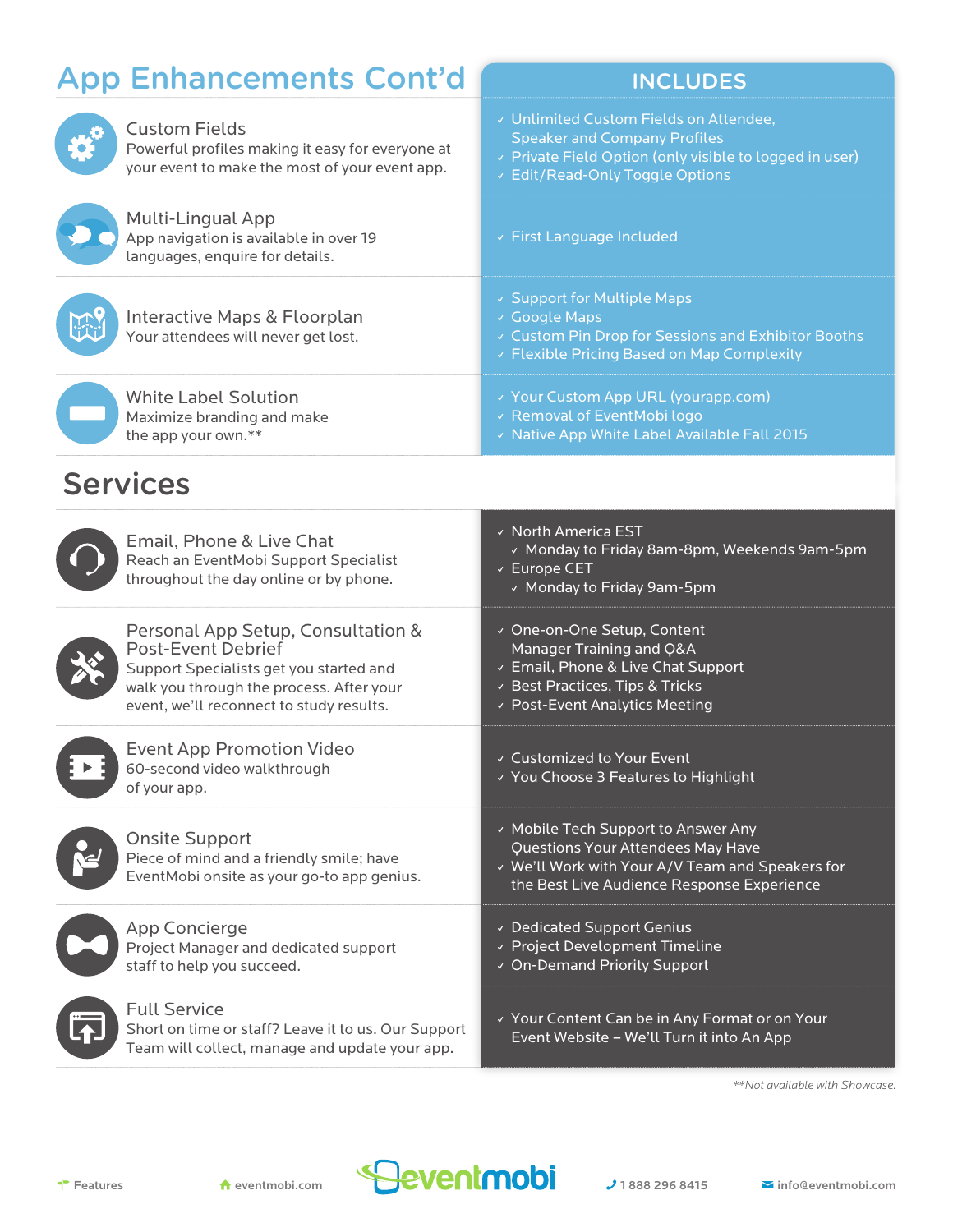# App Enhancements Cont'd

| | INCLUDES |
|---|---|
| **Custom Fields**<br>Powerful profiles making it easy for everyone at your event to make the most of your event app. | ✓ Unlimited Custom Fields on Attendee, Speaker and Company Profiles<br>✓ Private Field Option (only visible to logged in user)<br>✓ Edit/Read-Only Toggle Options |
| **Multi-Lingual App**<br>App navigation is available in over 19 languages, enquire for details. | ✓ First Language Included |
| **Interactive Maps & Floorplan**<br>Your attendees will never get lost. | ✓ Support for Multiple Maps<br>✓ Google Maps<br>✓ Custom Pin Drop for Sessions and Exhibitor Booths<br>✓ Flexible Pricing Based on Map Complexity |
| **White Label Solution**<br>Maximize branding and make the app your own.** | ✓ Your Custom App URL (yourapp.com)<br>✓ Removal of EventMobi logo<br>✓ Native App White Label Available Fall 2015 |

## Services

| | |
|---|---|
| **Email, Phone & Live Chat**<br>Reach an EventMobi Support Specialist throughout the day online or by phone. | ✓ North America EST<br>&nbsp;&nbsp;✓ Monday to Friday 8am-8pm, Weekends 9am-5pm<br>✓ Europe CET<br>&nbsp;&nbsp;✓ Monday to Friday 9am-5pm |
| **Personal App Setup, Consultation & Post-Event Debrief**<br>Support Specialists get you started and walk you through the process. After your event, we'll reconnect to study results. | ✓ One-on-One Setup, Content Manager Training and Q&A<br>✓ Email, Phone & Live Chat Support<br>✓ Best Practices, Tips & Tricks<br>✓ Post-Event Analytics Meeting |
| **Event App Promotion Video**<br>60-second video walkthrough of your app. | ✓ Customized to Your Event<br>✓ You Choose 3 Features to Highlight |
| **Onsite Support**<br>Piece of mind and a friendly smile; have EventMobi onsite as your go-to app genius. | ✓ Mobile Tech Support to Answer Any Questions Your Attendees May Have<br>✓ We'll Work with Your A/V Team and Speakers for the Best Live Audience Response Experience |
| **App Concierge**<br>Project Manager and dedicated support staff to help you succeed. | ✓ Dedicated Support Genius<br>✓ Project Development Timeline<br>✓ On-Demand Priority Support |
| **Full Service**<br>Short on time or staff? Leave it to us. Our Support Team will collect, manage and update your app. | ✓ Your Content Can be in Any Format or on Your Event Website – We'll Turn it into An App |

*\*\*Not available with Showcase.*

Features | eventmobi.com | eventmobi | 1 888 296 8415 | info@eventmobi.com